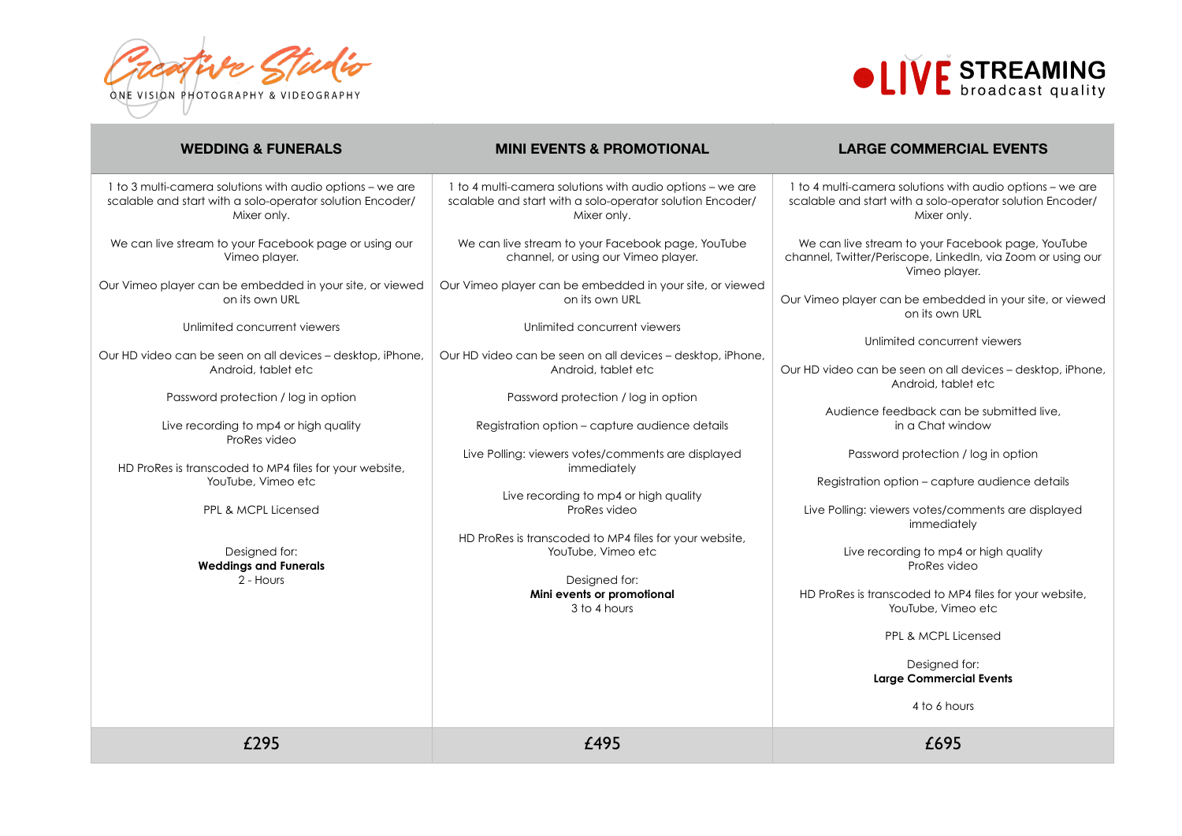Creative Studio

ONE VISION PHOTOGRAPHY & VIDEOGRAPHY

LIVE STREAMING broadcast quality

| WEDDING & FUNERALS | MINI EVENTS & PROMOTIONAL | LARGE COMMERCIAL EVENTS |
|---|---|---|
| 1 to 3 multi-camera solutions with audio options – we are scalable and start with a solo-operator solution Encoder/ Mixer only.<br><br>We can live stream to your Facebook page or using our Vimeo player.<br><br>Our Vimeo player can be embedded in your site, or viewed on its own URL<br><br>Unlimited concurrent viewers<br><br>Our HD video can be seen on all devices – desktop, iPhone, Android, tablet etc<br><br>Password protection / log in option<br><br>Live recording to mp4 or high quality ProRes video<br><br>HD ProRes is transcoded to MP4 files for your website, YouTube, Vimeo etc<br><br>PPL & MCPL Licensed<br><br>Designed for:<br>**Weddings and Funerals**<br>2 - Hours | 1 to 4 multi-camera solutions with audio options – we are scalable and start with a solo-operator solution Encoder/ Mixer only.<br><br>We can live stream to your Facebook page, YouTube channel, or using our Vimeo player.<br><br>Our Vimeo player can be embedded in your site, or viewed on its own URL<br><br>Unlimited concurrent viewers<br><br>Our HD video can be seen on all devices – desktop, iPhone, Android, tablet etc<br><br>Password protection / log in option<br><br>Registration option – capture audience details<br><br>Live Polling: viewers votes/comments are displayed immediately<br><br>Live recording to mp4 or high quality ProRes video<br><br>HD ProRes is transcoded to MP4 files for your website, YouTube, Vimeo etc<br><br>Designed for:<br>**Mini events or promotional**<br>3 to 4 hours | 1 to 4 multi-camera solutions with audio options – we are scalable and start with a solo-operator solution Encoder/ Mixer only.<br><br>We can live stream to your Facebook page, YouTube channel, Twitter/Periscope, LinkedIn, via Zoom or using our Vimeo player.<br><br>Our Vimeo player can be embedded in your site, or viewed on its own URL<br><br>Unlimited concurrent viewers<br><br>Our HD video can be seen on all devices – desktop, iPhone, Android, tablet etc<br><br>Audience feedback can be submitted live, in a Chat window<br><br>Password protection / log in option<br><br>Registration option – capture audience details<br><br>Live Polling: viewers votes/comments are displayed immediately<br><br>Live recording to mp4 or high quality ProRes video<br><br>HD ProRes is transcoded to MP4 files for your website, YouTube, Vimeo etc<br><br>PPL & MCPL Licensed<br><br>Designed for:<br>**Large Commercial Events**<br><br>4 to 6 hours |
| £295 | £495 | £695 |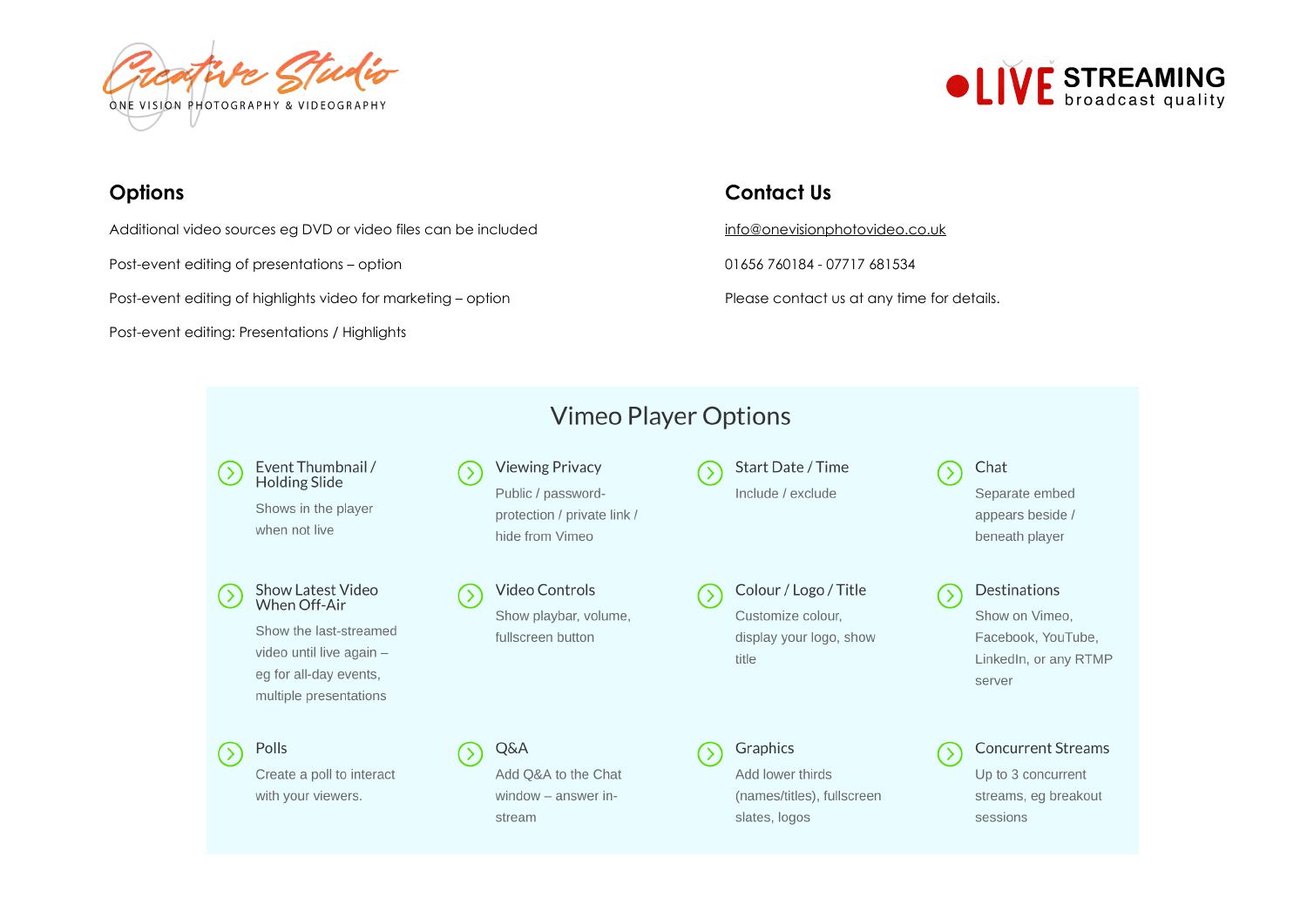Creative Studio

ONE VISION PHOTOGRAPHY & VIDEOGRAPHY

LIVE STREAMING broadcast quality

## Options

Additional video sources eg DVD or video files can be included

Post-event editing of presentations – option

Post-event editing of highlights video for marketing – option

Post-event editing: Presentations / Highlights

## Contact Us

info@onevisionphotovideo.co.uk

01656 760184 - 07717 681534

Please contact us at any time for details.

## Vimeo Player Options

### Event Thumbnail / Holding Slide

Shows in the player when not live

### Viewing Privacy

Public / password-protection / private link / hide from Vimeo

### Start Date / Time

Include / exclude

### Chat

Separate embed appears beside / beneath player

### Show Latest Video When Off-Air

Show the last-streamed video until live again – eg for all-day events, multiple presentations

### Video Controls

Show playbar, volume, fullscreen button

### Colour / Logo / Title

Customize colour, display your logo, show title

### Destinations

Show on Vimeo, Facebook, YouTube, LinkedIn, or any RTMP server

### Polls

Create a poll to interact with your viewers.

### Q&A

Add Q&A to the Chat window – answer in-stream

### Graphics

Add lower thirds (names/titles), fullscreen slates, logos

### Concurrent Streams

Up to 3 concurrent streams, eg breakout sessions